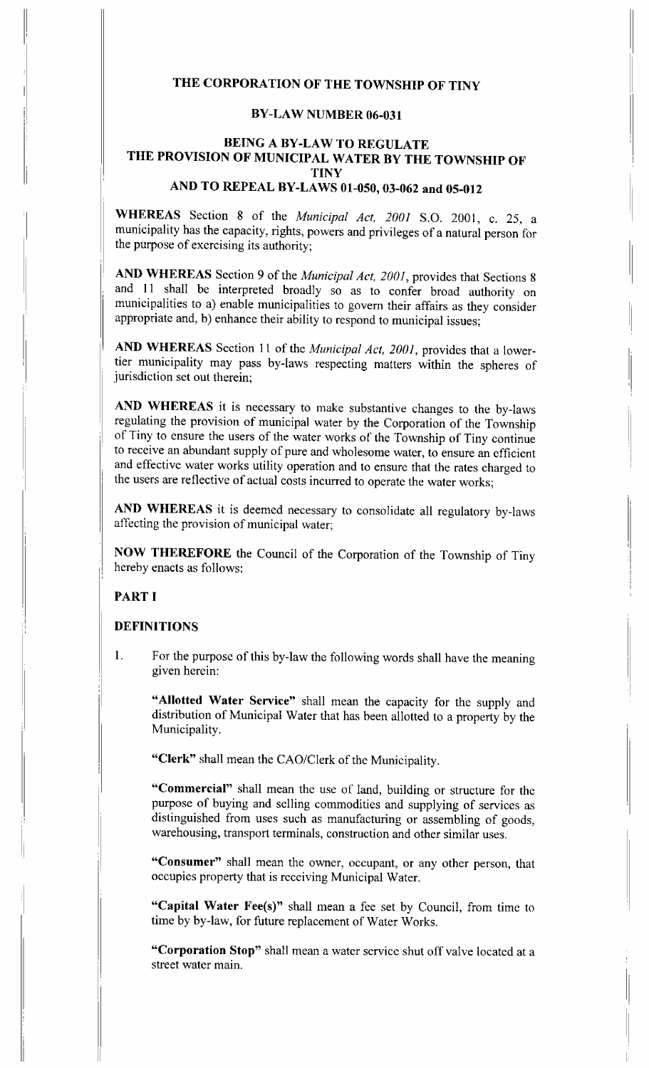# THE CORPORATION OF THE TOWNSHIP OF TINY

## BY-LAW NUMBER 06-031

## BEING A BY-LAW TO REGULATE THE PROVISION OF MUNICIPAL WATER BY THE TOWNSHIP OF TINY AND TO REPEAL BY-LAWS 01-050, 03-062 and 05-012

**WHEREAS** Section 8 of the *Municipal Act, 2001* S.O. 2001, c. 25, a municipality has the capacity, rights, powers and privileges of a natural person for the purpose of exercising its authority;

**AND WHEREAS** Section 9 of the *Municipal Act, 2001*, provides that Sections 8 and 11 shall be interpreted broadly so as to confer broad authority on municipalities to a) enable municipalities to govern their affairs as they consider appropriate and, b) enhance their ability to respond to municipal issues;

**AND WHEREAS** Section 11 of the *Municipal Act, 2001*, provides that a lower-tier municipality may pass by-laws respecting matters within the spheres of jurisdiction set out therein;

**AND WHEREAS** it is necessary to make substantive changes to the by-laws regulating the provision of municipal water by the Corporation of the Township of Tiny to ensure the users of the water works of the Township of Tiny continue to receive an abundant supply of pure and wholesome water, to ensure an efficient and effective water works utility operation and to ensure that the rates charged to the users are reflective of actual costs incurred to operate the water works;

**AND WHEREAS** it is deemed necessary to consolidate all regulatory by-laws affecting the provision of municipal water;

**NOW THEREFORE** the Council of the Corporation of the Township of Tiny hereby enacts as follows:

## PART I

### DEFINITIONS

1. For the purpose of this by-law the following words shall have the meaning given herein:

   **"Allotted Water Service"** shall mean the capacity for the supply and distribution of Municipal Water that has been allotted to a property by the Municipality.

   **"Clerk"** shall mean the CAO/Clerk of the Municipality.

   **"Commercial"** shall mean the use of land, building or structure for the purpose of buying and selling commodities and supplying of services as distinguished from uses such as manufacturing or assembling of goods, warehousing, transport terminals, construction and other similar uses.

   **"Consumer"** shall mean the owner, occupant, or any other person, that occupies property that is receiving Municipal Water.

   **"Capital Water Fee(s)"** shall mean a fee set by Council, from time to time by by-law, for future replacement of Water Works.

   **"Corporation Stop"** shall mean a water service shut off valve located at a street water main.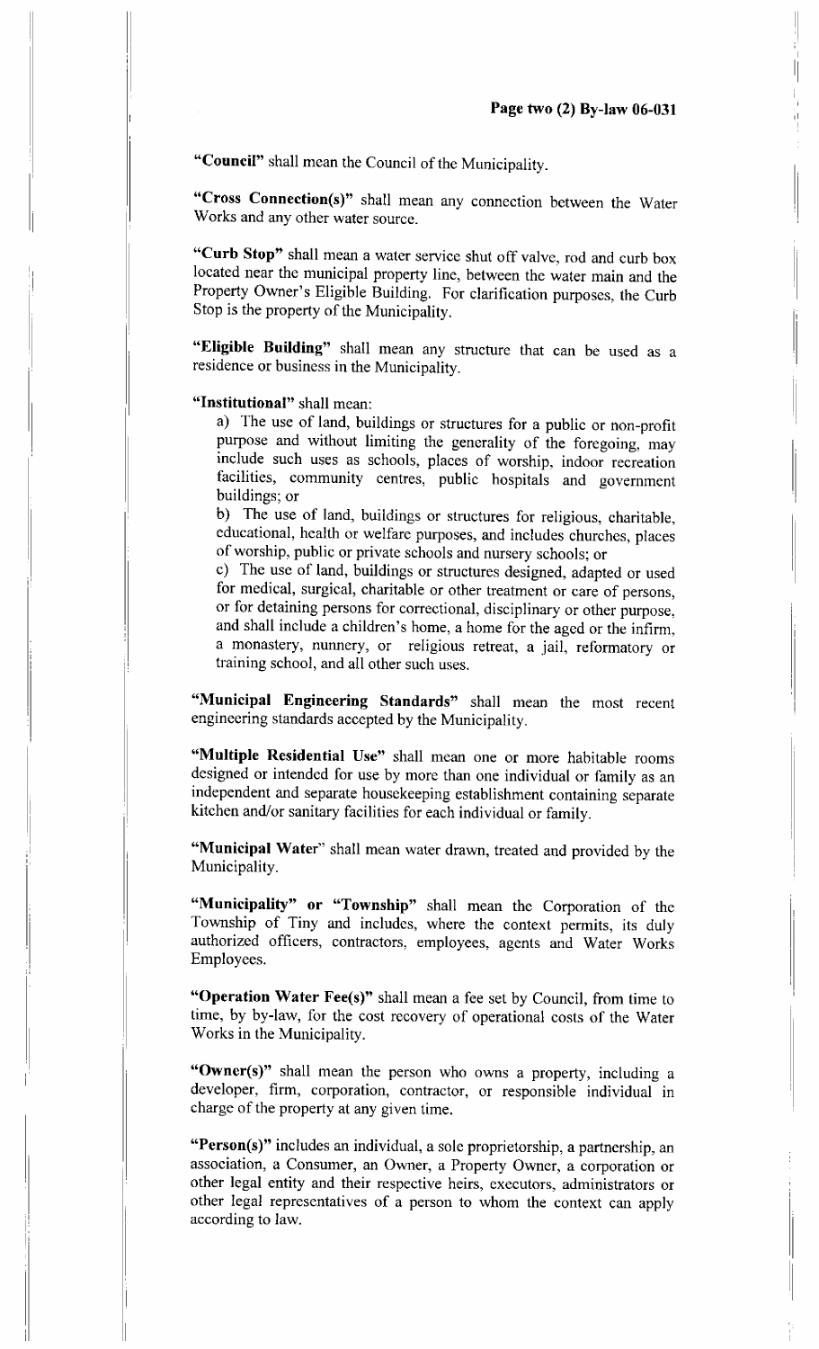**"Council"** shall mean the Council of the Municipality.

**"Cross Connection(s)"** shall mean any connection between the Water Works and any other water source.

**"Curb Stop"** shall mean a water service shut off valve, rod and curb box located near the municipal property line, between the water main and the Property Owner's Eligible Building. For clarification purposes, the Curb Stop is the property of the Municipality.

**"Eligible Building"** shall mean any structure that can be used as a residence or business in the Municipality.

**"Institutional"** shall mean:

a) The use of land, buildings or structures for a public or non-profit purpose and without limiting the generality of the foregoing, may include such uses as schools, places of worship, indoor recreation facilities, community centres, public hospitals and government buildings; or

b) The use of land, buildings or structures for religious, charitable, educational, health or welfare purposes, and includes churches, places of worship, public or private schools and nursery schools; or

c) The use of land, buildings or structures designed, adapted or used for medical, surgical, charitable or other treatment or care of persons, or for detaining persons for correctional, disciplinary or other purpose, and shall include a children's home, a home for the aged or the infirm, a monastery, nunnery, or religious retreat, a jail, reformatory or training school, and all other such uses.

**"Municipal Engineering Standards"** shall mean the most recent engineering standards accepted by the Municipality.

**"Multiple Residential Use"** shall mean one or more habitable rooms designed or intended for use by more than one individual or family as an independent and separate housekeeping establishment containing separate kitchen and/or sanitary facilities for each individual or family.

**"Municipal Water"** shall mean water drawn, treated and provided by the Municipality.

**"Municipality" or "Township"** shall mean the Corporation of the Township of Tiny and includes, where the context permits, its duly authorized officers, contractors, employees, agents and Water Works Employees.

**"Operation Water Fee(s)"** shall mean a fee set by Council, from time to time, by by-law, for the cost recovery of operational costs of the Water Works in the Municipality.

**"Owner(s)"** shall mean the person who owns a property, including a developer, firm, corporation, contractor, or responsible individual in charge of the property at any given time.

**"Person(s)"** includes an individual, a sole proprietorship, a partnership, an association, a Consumer, an Owner, a Property Owner, a corporation or other legal entity and their respective heirs, executors, administrators or other legal representatives of a person to whom the context can apply according to law.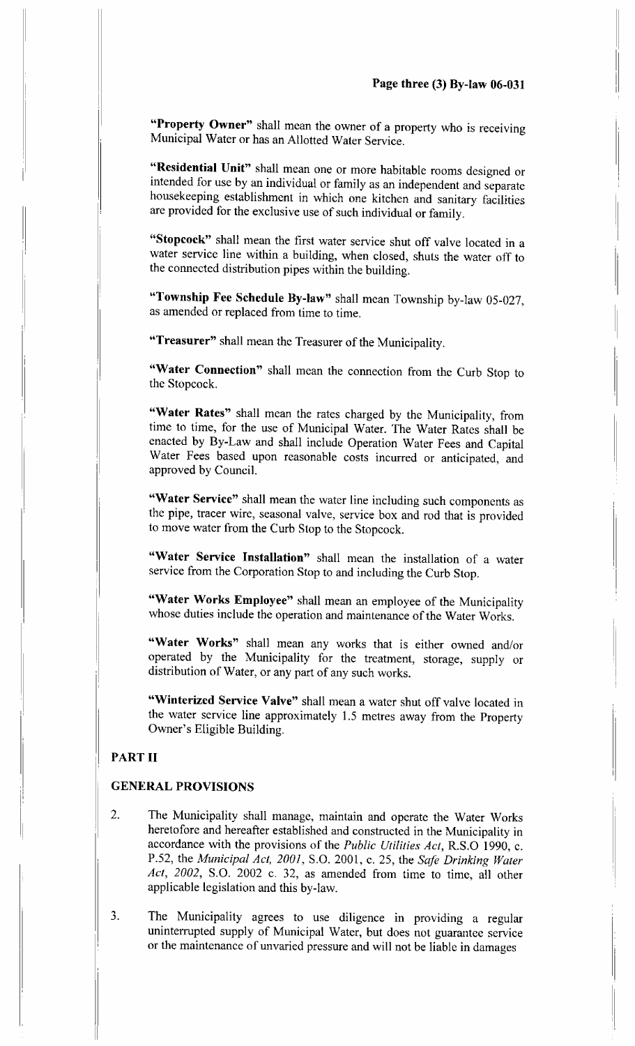**"Property Owner"** shall mean the owner of a property who is receiving Municipal Water or has an Allotted Water Service.

**"Residential Unit"** shall mean one or more habitable rooms designed or intended for use by an individual or family as an independent and separate housekeeping establishment in which one kitchen and sanitary facilities are provided for the exclusive use of such individual or family.

**"Stopcock"** shall mean the first water service shut off valve located in a water service line within a building, when closed, shuts the water off to the connected distribution pipes within the building.

**"Township Fee Schedule By-law"** shall mean Township by-law 05-027, as amended or replaced from time to time.

**"Treasurer"** shall mean the Treasurer of the Municipality.

**"Water Connection"** shall mean the connection from the Curb Stop to the Stopcock.

**"Water Rates"** shall mean the rates charged by the Municipality, from time to time, for the use of Municipal Water. The Water Rates shall be enacted by By-Law and shall include Operation Water Fees and Capital Water Fees based upon reasonable costs incurred or anticipated, and approved by Council.

**"Water Service"** shall mean the water line including such components as the pipe, tracer wire, seasonal valve, service box and rod that is provided to move water from the Curb Stop to the Stopcock.

**"Water Service Installation"** shall mean the installation of a water service from the Corporation Stop to and including the Curb Stop.

**"Water Works Employee"** shall mean an employee of the Municipality whose duties include the operation and maintenance of the Water Works.

**"Water Works"** shall mean any works that is either owned and/or operated by the Municipality for the treatment, storage, supply or distribution of Water, or any part of any such works.

**"Winterized Service Valve"** shall mean a water shut off valve located in the water service line approximately 1.5 metres away from the Property Owner's Eligible Building.

## PART II

## GENERAL PROVISIONS

2. The Municipality shall manage, maintain and operate the Water Works heretofore and hereafter established and constructed in the Municipality in accordance with the provisions of the *Public Utilities Act*, R.S.O 1990, c. P.52, the *Municipal Act, 2001*, S.O. 2001, c. 25, the *Safe Drinking Water Act, 2002*, S.O. 2002 c. 32, as amended from time to time, all other applicable legislation and this by-law.

3. The Municipality agrees to use diligence in providing a regular uninterrupted supply of Municipal Water, but does not guarantee service or the maintenance of unvaried pressure and will not be liable in damages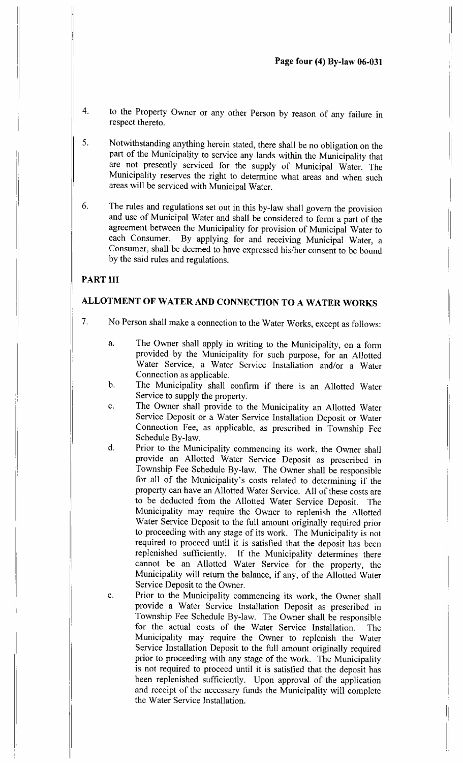4. to the Property Owner or any other Person by reason of any failure in respect thereto.

5. Notwithstanding anything herein stated, there shall be no obligation on the part of the Municipality to service any lands within the Municipality that are not presently serviced for the supply of Municipal Water. The Municipality reserves the right to determine what areas and when such areas will be serviced with Municipal Water.

6. The rules and regulations set out in this by-law shall govern the provision and use of Municipal Water and shall be considered to form a part of the agreement between the Municipality for provision of Municipal Water to each Consumer. By applying for and receiving Municipal Water, a Consumer, shall be deemed to have expressed his/her consent to be bound by the said rules and regulations.

## PART III

## ALLOTMENT OF WATER AND CONNECTION TO A WATER WORKS

7. No Person shall make a connection to the Water Works, except as follows:

   a. The Owner shall apply in writing to the Municipality, on a form provided by the Municipality for such purpose, for an Allotted Water Service, a Water Service Installation and/or a Water Connection as applicable.

   b. The Municipality shall confirm if there is an Allotted Water Service to supply the property.

   c. The Owner shall provide to the Municipality an Allotted Water Service Deposit or a Water Service Installation Deposit or Water Connection Fee, as applicable, as prescribed in Township Fee Schedule By-law.

   d. Prior to the Municipality commencing its work, the Owner shall provide an Allotted Water Service Deposit as prescribed in Township Fee Schedule By-law. The Owner shall be responsible for all of the Municipality's costs related to determining if the property can have an Allotted Water Service. All of these costs are to be deducted from the Allotted Water Service Deposit. The Municipality may require the Owner to replenish the Allotted Water Service Deposit to the full amount originally required prior to proceeding with any stage of its work. The Municipality is not required to proceed until it is satisfied that the deposit has been replenished sufficiently. If the Municipality determines there cannot be an Allotted Water Service for the property, the Municipality will return the balance, if any, of the Allotted Water Service Deposit to the Owner.

   e. Prior to the Municipality commencing its work, the Owner shall provide a Water Service Installation Deposit as prescribed in Township Fee Schedule By-law. The Owner shall be responsible for the actual costs of the Water Service Installation. The Municipality may require the Owner to replenish the Water Service Installation Deposit to the full amount originally required prior to proceeding with any stage of the work. The Municipality is not required to proceed until it is satisfied that the deposit has been replenished sufficiently. Upon approval of the application and receipt of the necessary funds the Municipality will complete the Water Service Installation.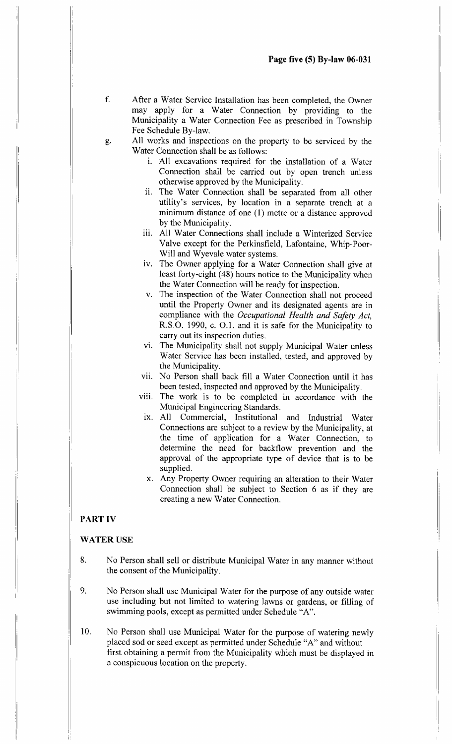f. After a Water Service Installation has been completed, the Owner may apply for a Water Connection by providing to the Municipality a Water Connection Fee as prescribed in Township Fee Schedule By-law.

g. All works and inspections on the property to be serviced by the Water Connection shall be as follows:

   i. All excavations required for the installation of a Water Connection shall be carried out by open trench unless otherwise approved by the Municipality.

   ii. The Water Connection shall be separated from all other utility's services, by location in a separate trench at a minimum distance of one (1) metre or a distance approved by the Municipality.

   iii. All Water Connections shall include a Winterized Service Valve except for the Perkinsfield, Lafontaine, Whip-Poor-Will and Wyevale water systems.

   iv. The Owner applying for a Water Connection shall give at least forty-eight (48) hours notice to the Municipality when the Water Connection will be ready for inspection.

   v. The inspection of the Water Connection shall not proceed until the Property Owner and its designated agents are in compliance with the *Occupational Health and Safety Act,* R.S.O. 1990, c. O.1. and it is safe for the Municipality to carry out its inspection duties.

   vi. The Municipality shall not supply Municipal Water unless Water Service has been installed, tested, and approved by the Municipality.

   vii. No Person shall back fill a Water Connection until it has been tested, inspected and approved by the Municipality.

   viii. The work is to be completed in accordance with the Municipal Engineering Standards.

   ix. All Commercial, Institutional and Industrial Water Connections are subject to a review by the Municipality, at the time of application for a Water Connection, to determine the need for backflow prevention and the approval of the appropriate type of device that is to be supplied.

   x. Any Property Owner requiring an alteration to their Water Connection shall be subject to Section 6 as if they are creating a new Water Connection.

## PART IV

## WATER USE

8. No Person shall sell or distribute Municipal Water in any manner without the consent of the Municipality.

9. No Person shall use Municipal Water for the purpose of any outside water use including but not limited to watering lawns or gardens, or filling of swimming pools, except as permitted under Schedule "A".

10. No Person shall use Municipal Water for the purpose of watering newly placed sod or seed except as permitted under Schedule "A" and without first obtaining a permit from the Municipality which must be displayed in a conspicuous location on the property.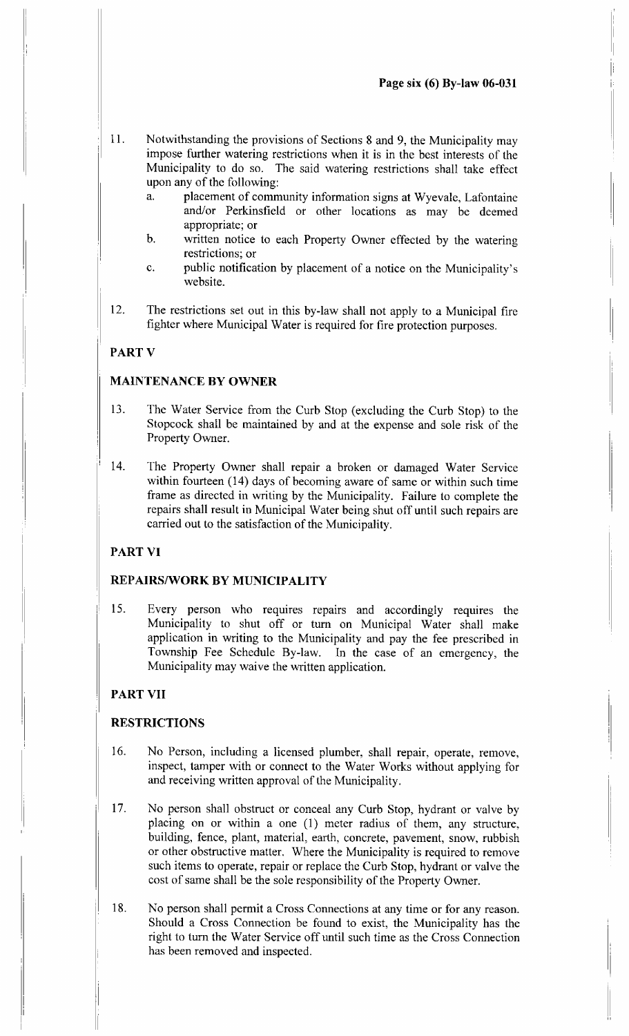11. Notwithstanding the provisions of Sections 8 and 9, the Municipality may impose further watering restrictions when it is in the best interests of the Municipality to do so. The said watering restrictions shall take effect upon any of the following:
    a. placement of community information signs at Wyevale, Lafontaine and/or Perkinsfield or other locations as may be deemed appropriate; or
    b. written notice to each Property Owner effected by the watering restrictions; or
    c. public notification by placement of a notice on the Municipality's website.

12. The restrictions set out in this by-law shall not apply to a Municipal fire fighter where Municipal Water is required for fire protection purposes.

## PART V

## MAINTENANCE BY OWNER

13. The Water Service from the Curb Stop (excluding the Curb Stop) to the Stopcock shall be maintained by and at the expense and sole risk of the Property Owner.

14. The Property Owner shall repair a broken or damaged Water Service within fourteen (14) days of becoming aware of same or within such time frame as directed in writing by the Municipality. Failure to complete the repairs shall result in Municipal Water being shut off until such repairs are carried out to the satisfaction of the Municipality.

## PART VI

## REPAIRS/WORK BY MUNICIPALITY

15. Every person who requires repairs and accordingly requires the Municipality to shut off or turn on Municipal Water shall make application in writing to the Municipality and pay the fee prescribed in Township Fee Schedule By-law. In the case of an emergency, the Municipality may waive the written application.

## PART VII

## RESTRICTIONS

16. No Person, including a licensed plumber, shall repair, operate, remove, inspect, tamper with or connect to the Water Works without applying for and receiving written approval of the Municipality.

17. No person shall obstruct or conceal any Curb Stop, hydrant or valve by placing on or within a one (1) meter radius of them, any structure, building, fence, plant, material, earth, concrete, pavement, snow, rubbish or other obstructive matter. Where the Municipality is required to remove such items to operate, repair or replace the Curb Stop, hydrant or valve the cost of same shall be the sole responsibility of the Property Owner.

18. No person shall permit a Cross Connections at any time or for any reason. Should a Cross Connection be found to exist, the Municipality has the right to turn the Water Service off until such time as the Cross Connection has been removed and inspected.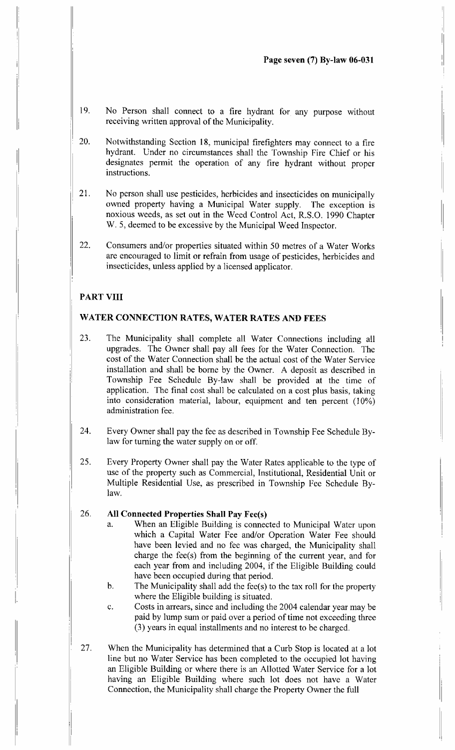19. No Person shall connect to a fire hydrant for any purpose without receiving written approval of the Municipality.

20. Notwithstanding Section 18, municipal firefighters may connect to a fire hydrant. Under no circumstances shall the Township Fire Chief or his designates permit the operation of any fire hydrant without proper instructions.

21. No person shall use pesticides, herbicides and insecticides on municipally owned property having a Municipal Water supply. The exception is noxious weeds, as set out in the Weed Control Act, R.S.O. 1990 Chapter W. 5, deemed to be excessive by the Municipal Weed Inspector.

22. Consumers and/or properties situated within 50 metres of a Water Works are encouraged to limit or refrain from usage of pesticides, herbicides and insecticides, unless applied by a licensed applicator.

## PART VIII

## WATER CONNECTION RATES, WATER RATES AND FEES

23. The Municipality shall complete all Water Connections including all upgrades. The Owner shall pay all fees for the Water Connection. The cost of the Water Connection shall be the actual cost of the Water Service installation and shall be borne by the Owner. A deposit as described in Township Fee Schedule By-law shall be provided at the time of application. The final cost shall be calculated on a cost plus basis, taking into consideration material, labour, equipment and ten percent (10%) administration fee.

24. Every Owner shall pay the fee as described in Township Fee Schedule By-law for turning the water supply on or off.

25. Every Property Owner shall pay the Water Rates applicable to the type of use of the property such as Commercial, Institutional, Residential Unit or Multiple Residential Use, as prescribed in Township Fee Schedule By-law.

26. **All Connected Properties Shall Pay Fee(s)**
    a. When an Eligible Building is connected to Municipal Water upon which a Capital Water Fee and/or Operation Water Fee should have been levied and no fee was charged, the Municipality shall charge the fee(s) from the beginning of the current year, and for each year from and including 2004, if the Eligible Building could have been occupied during that period.
    b. The Municipality shall add the fee(s) to the tax roll for the property where the Eligible building is situated.
    c. Costs in arrears, since and including the 2004 calendar year may be paid by lump sum or paid over a period of time not exceeding three (3) years in equal installments and no interest to be charged.

27. When the Municipality has determined that a Curb Stop is located at a lot line but no Water Service has been completed to the occupied lot having an Eligible Building or where there is an Allotted Water Service for a lot having an Eligible Building where such lot does not have a Water Connection, the Municipality shall charge the Property Owner the full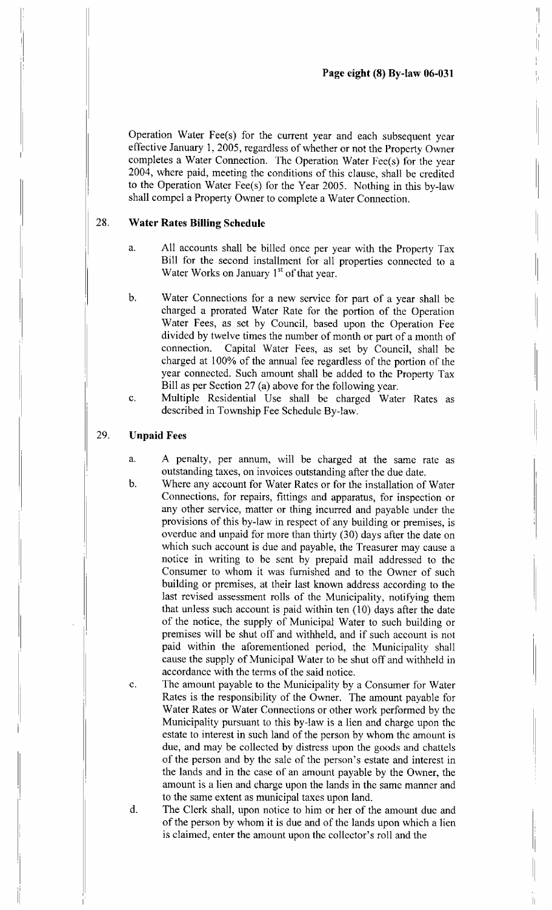Operation Water Fee(s) for the current year and each subsequent year effective January 1, 2005, regardless of whether or not the Property Owner completes a Water Connection. The Operation Water Fee(s) for the year 2004, where paid, meeting the conditions of this clause, shall be credited to the Operation Water Fee(s) for the Year 2005. Nothing in this by-law shall compel a Property Owner to complete a Water Connection.

## 28. Water Rates Billing Schedule

a. All accounts shall be billed once per year with the Property Tax Bill for the second installment for all properties connected to a Water Works on January 1st of that year.

b. Water Connections for a new service for part of a year shall be charged a prorated Water Rate for the portion of the Operation Water Fees, as set by Council, based upon the Operation Fee divided by twelve times the number of month or part of a month of connection. Capital Water Fees, as set by Council, shall be charged at 100% of the annual fee regardless of the portion of the year connected. Such amount shall be added to the Property Tax Bill as per Section 27 (a) above for the following year.

c. Multiple Residential Use shall be charged Water Rates as described in Township Fee Schedule By-law.

## 29. Unpaid Fees

a. A penalty, per annum, will be charged at the same rate as outstanding taxes, on invoices outstanding after the due date.

b. Where any account for Water Rates or for the installation of Water Connections, for repairs, fittings and apparatus, for inspection or any other service, matter or thing incurred and payable under the provisions of this by-law in respect of any building or premises, is overdue and unpaid for more than thirty (30) days after the date on which such account is due and payable, the Treasurer may cause a notice in writing to be sent by prepaid mail addressed to the Consumer to whom it was furnished and to the Owner of such building or premises, at their last known address according to the last revised assessment rolls of the Municipality, notifying them that unless such account is paid within ten (10) days after the date of the notice, the supply of Municipal Water to such building or premises will be shut off and withheld, and if such account is not paid within the aforementioned period, the Municipality shall cause the supply of Municipal Water to be shut off and withheld in accordance with the terms of the said notice.

c. The amount payable to the Municipality by a Consumer for Water Rates is the responsibility of the Owner. The amount payable for Water Rates or Water Connections or other work performed by the Municipality pursuant to this by-law is a lien and charge upon the estate to interest in such land of the person by whom the amount is due, and may be collected by distress upon the goods and chattels of the person and by the sale of the person's estate and interest in the lands and in the case of an amount payable by the Owner, the amount is a lien and charge upon the lands in the same manner and to the same extent as municipal taxes upon land.

d. The Clerk shall, upon notice to him or her of the amount due and of the person by whom it is due and of the lands upon which a lien is claimed, enter the amount upon the collector's roll and the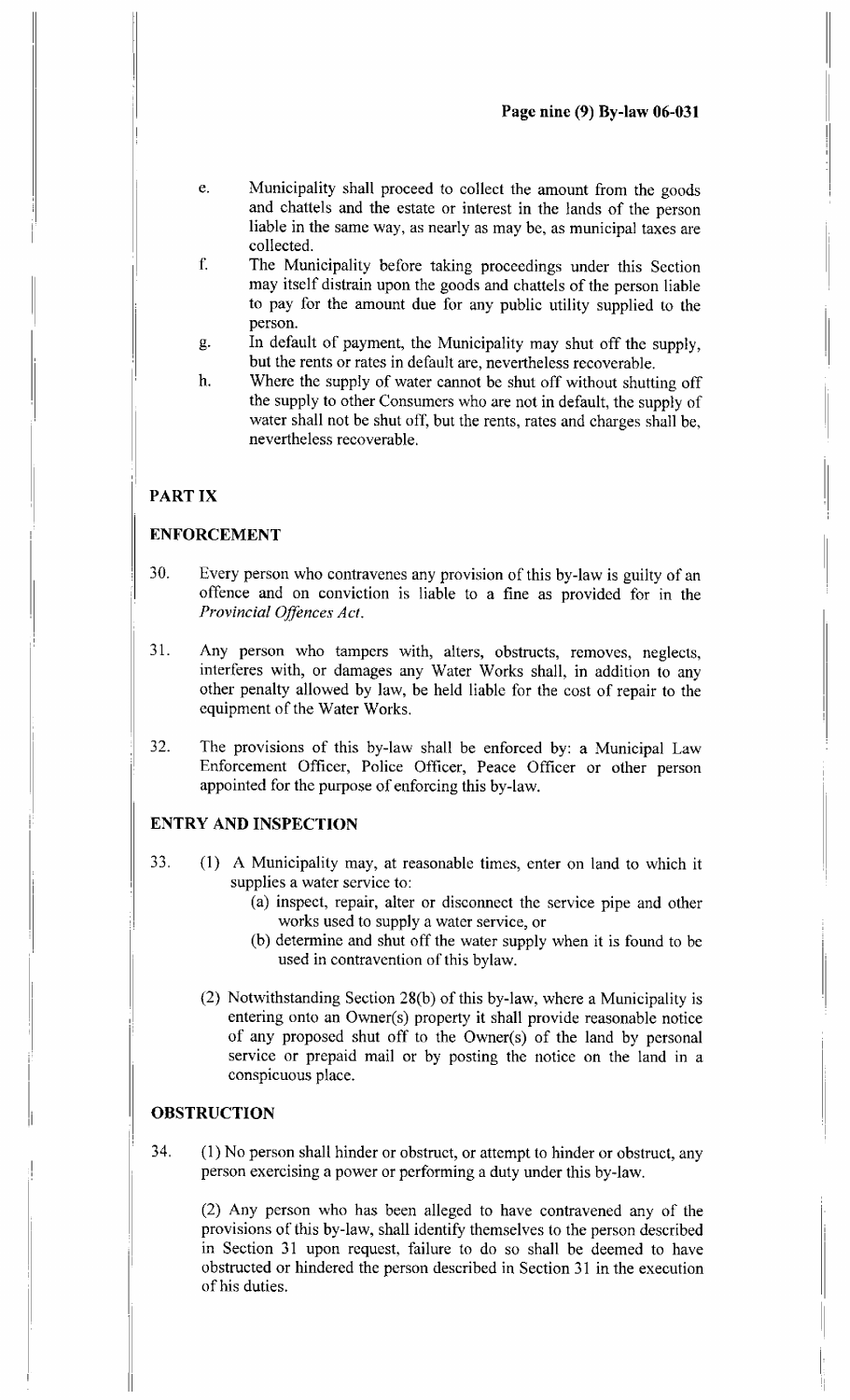e. Municipality shall proceed to collect the amount from the goods and chattels and the estate or interest in the lands of the person liable in the same way, as nearly as may be, as municipal taxes are collected.

f. The Municipality before taking proceedings under this Section may itself distrain upon the goods and chattels of the person liable to pay for the amount due for any public utility supplied to the person.

g. In default of payment, the Municipality may shut off the supply, but the rents or rates in default are, nevertheless recoverable.

h. Where the supply of water cannot be shut off without shutting off the supply to other Consumers who are not in default, the supply of water shall not be shut off, but the rents, rates and charges shall be, nevertheless recoverable.

## PART IX

## ENFORCEMENT

30. Every person who contravenes any provision of this by-law is guilty of an offence and on conviction is liable to a fine as provided for in the *Provincial Offences Act*.

31. Any person who tampers with, alters, obstructs, removes, neglects, interferes with, or damages any Water Works shall, in addition to any other penalty allowed by law, be held liable for the cost of repair to the equipment of the Water Works.

32. The provisions of this by-law shall be enforced by: a Municipal Law Enforcement Officer, Police Officer, Peace Officer or other person appointed for the purpose of enforcing this by-law.

## ENTRY AND INSPECTION

33. (1) A Municipality may, at reasonable times, enter on land to which it supplies a water service to:

    (a) inspect, repair, alter or disconnect the service pipe and other works used to supply a water service, or

    (b) determine and shut off the water supply when it is found to be used in contravention of this bylaw.

    (2) Notwithstanding Section 28(b) of this by-law, where a Municipality is entering onto an Owner(s) property it shall provide reasonable notice of any proposed shut off to the Owner(s) of the land by personal service or prepaid mail or by posting the notice on the land in a conspicuous place.

## OBSTRUCTION

34. (1) No person shall hinder or obstruct, or attempt to hinder or obstruct, any person exercising a power or performing a duty under this by-law.

    (2) Any person who has been alleged to have contravened any of the provisions of this by-law, shall identify themselves to the person described in Section 31 upon request, failure to do so shall be deemed to have obstructed or hindered the person described in Section 31 in the execution of his duties.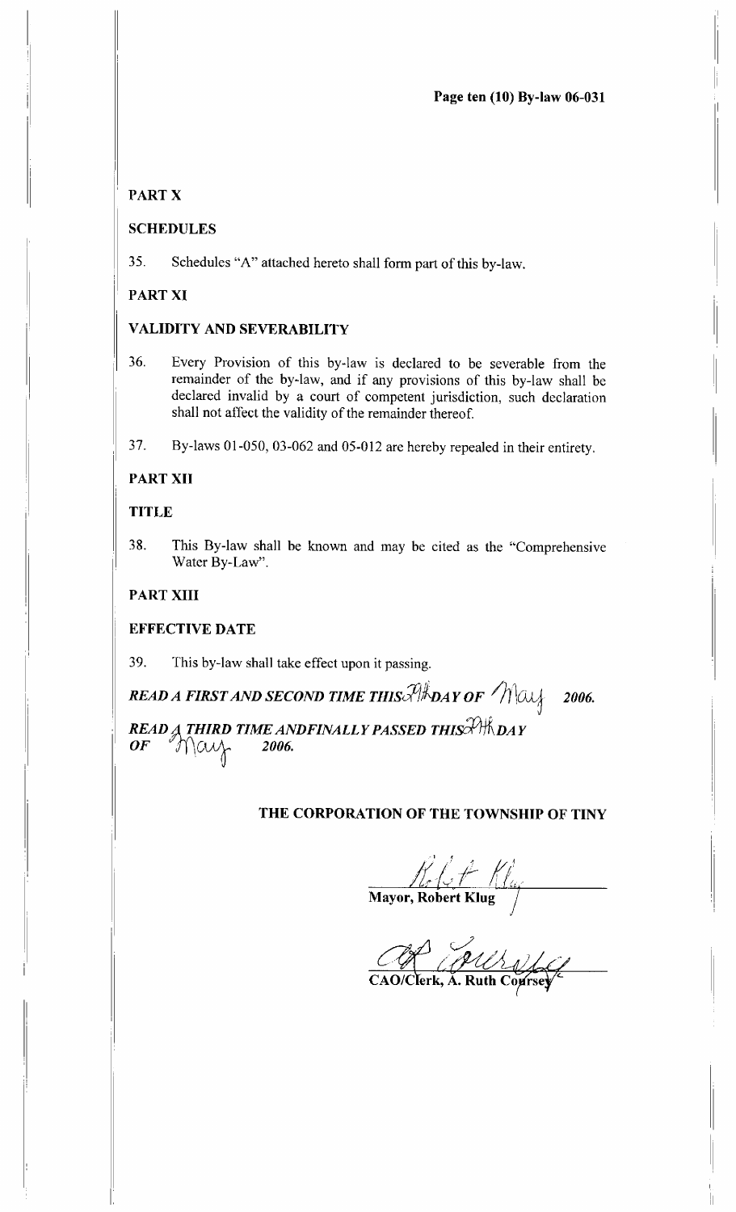## PART X

## SCHEDULES

35. Schedules "A" attached hereto shall form part of this by-law.

## PART XI

## VALIDITY AND SEVERABILITY

36. Every Provision of this by-law is declared to be severable from the remainder of the by-law, and if any provisions of this by-law shall be declared invalid by a court of competent jurisdiction, such declaration shall not affect the validity of the remainder thereof.

37. By-laws 01-050, 03-062 and 05-012 are hereby repealed in their entirety.

## PART XII

## TITLE

38. This By-law shall be known and may be cited as the "Comprehensive Water By-Law".

## PART XIII

## EFFECTIVE DATE

39. This by-law shall take effect upon it passing.

***READ A FIRST AND SECOND TIME THIS 24th DAY OF May 2006.***

***READ A THIRD TIME AND FINALLY PASSED THIS 24th DAY OF May 2006.***

**THE CORPORATION OF THE TOWNSHIP OF TINY**

**Mayor, Robert Klug**

**CAO/Clerk, A. Ruth Coursey**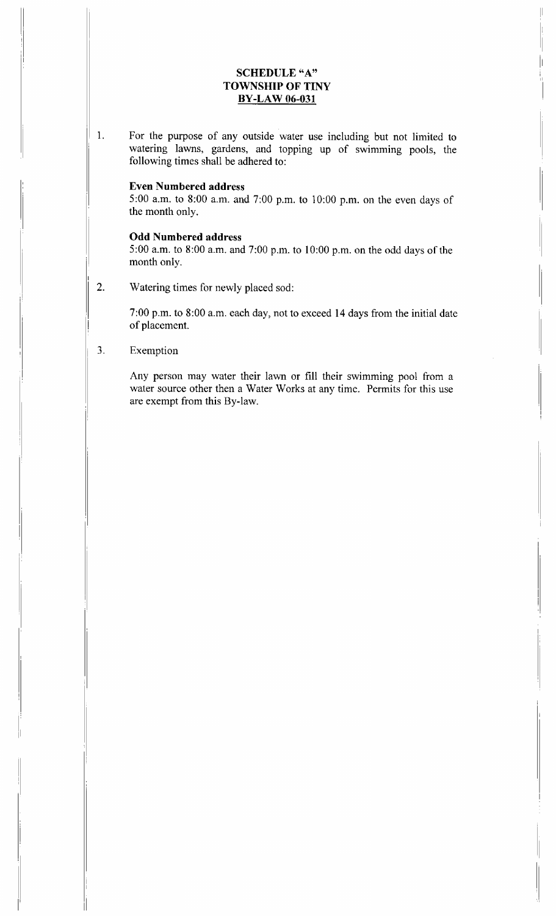**SCHEDULE "A"**
**TOWNSHIP OF TINY**
**BY-LAW 06-031**

1. For the purpose of any outside water use including but not limited to watering lawns, gardens, and topping up of swimming pools, the following times shall be adhered to:

   **Even Numbered address**
   5:00 a.m. to 8:00 a.m. and 7:00 p.m. to 10:00 p.m. on the even days of the month only.

   **Odd Numbered address**
   5:00 a.m. to 8:00 a.m. and 7:00 p.m. to 10:00 p.m. on the odd days of the month only.

2. Watering times for newly placed sod:

   7:00 p.m. to 8:00 a.m. each day, not to exceed 14 days from the initial date of placement.

3. Exemption

   Any person may water their lawn or fill their swimming pool from a water source other then a Water Works at any time. Permits for this use are exempt from this By-law.